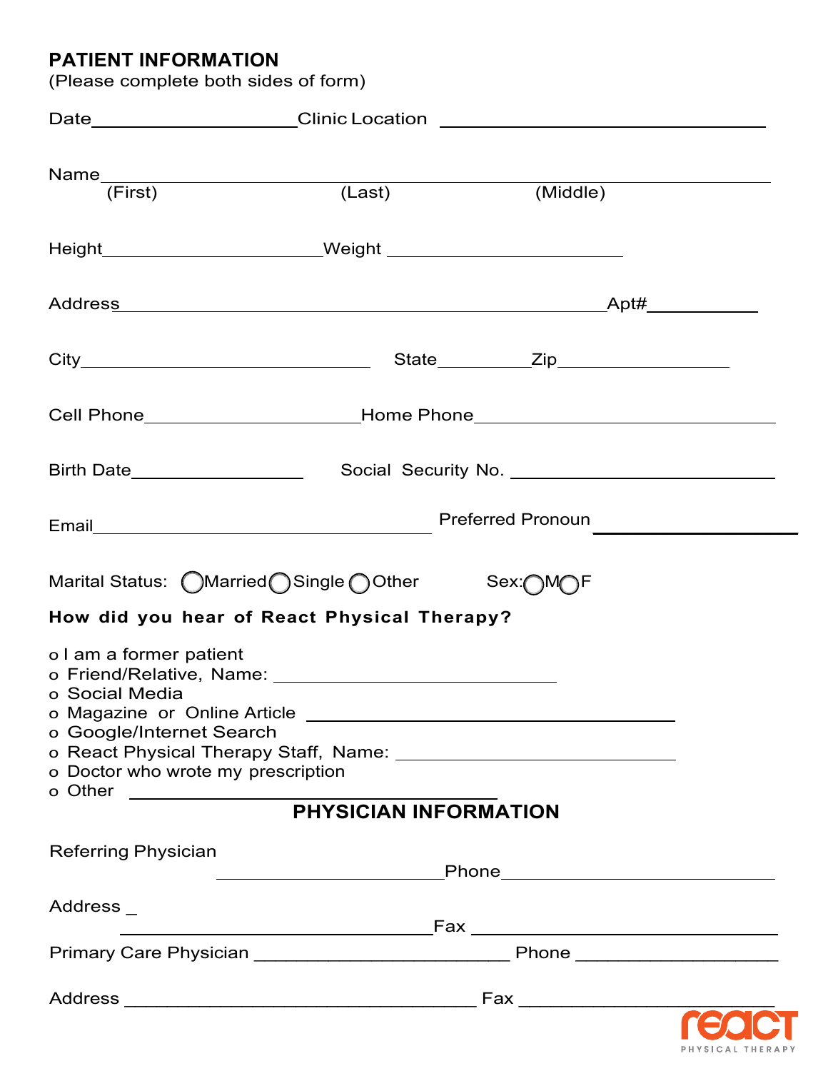## PATIENT INFORMATION

(Please complete both sides of form)

Date____________________ Clinic Location ______________________________

Name_________________________________________________________________
(First) (Last) (Middle)

Height____________________ Weight ____________________

Address_____________________________________________ Apt#__________

City___________________________ State__________ Zip_______________

Cell Phone____________________ Home Phone____________________________

Birth Date________________ Social Security No. ________________________

Email________________________________ Preferred Pronoun ________________

Marital Status: ◯ Married ◯ Single ◯ Other Sex: ◯ M ◯ F

**How did you hear of React Physical Therapy?**

- o I am a former patient
- o Friend/Relative, Name: ____________________________
- o Social Media
- o Magazine or Online Article ______________________________
- o Google/Internet Search
- o React Physical Therapy Staff, Name: __________________________
- o Doctor who wrote my prescription
- o Other ______________________________

## PHYSICIAN INFORMATION

Referring Physician ____________________ Phone ______________________

Address ______________________________ Fax ________________________

Primary Care Physician ________________________ Phone ____________________

Address ________________________________ Fax _________________________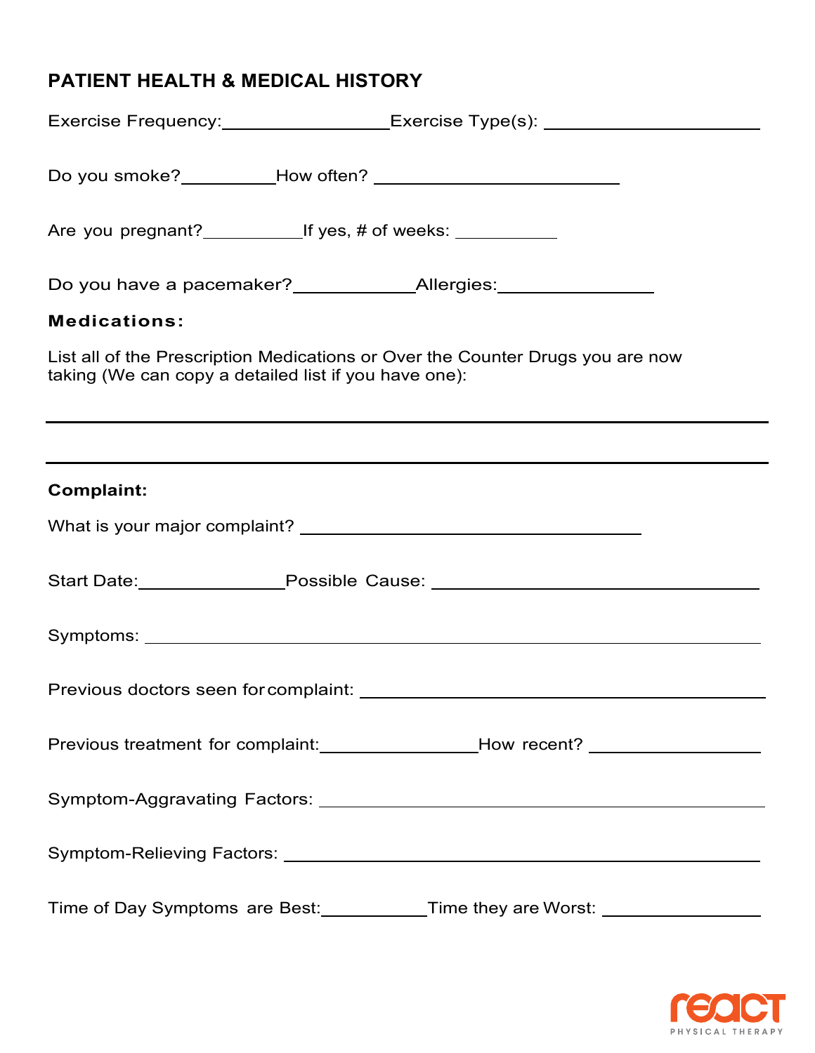## PATIENT HEALTH & MEDICAL HISTORY

Exercise Frequency: ________________ Exercise Type(s): ______________________

Do you smoke? __________ How often? _________________________

Are you pregnant? __________ If yes, # of weeks: __________

Do you have a pacemaker? ____________ Allergies: ________________

**Medications:**

List all of the Prescription Medications or Over the Counter Drugs you are now taking (We can copy a detailed list if you have one):

_______________________________________________________________________________

_______________________________________________________________________________

**Complaint:**

What is your major complaint? ___________________________________

Start Date: _______________ Possible Cause: __________________________________

Symptoms: ______________________________________________________________

Previous doctors seen for complaint: __________________________________________

Previous treatment for complaint: ________________ How recent? _________________

Symptom-Aggravating Factors: _____________________________________________

Symptom-Relieving Factors: _______________________________________________

Time of Day Symptoms are Best: ___________ Time they are Worst: ________________

react PHYSICAL THERAPY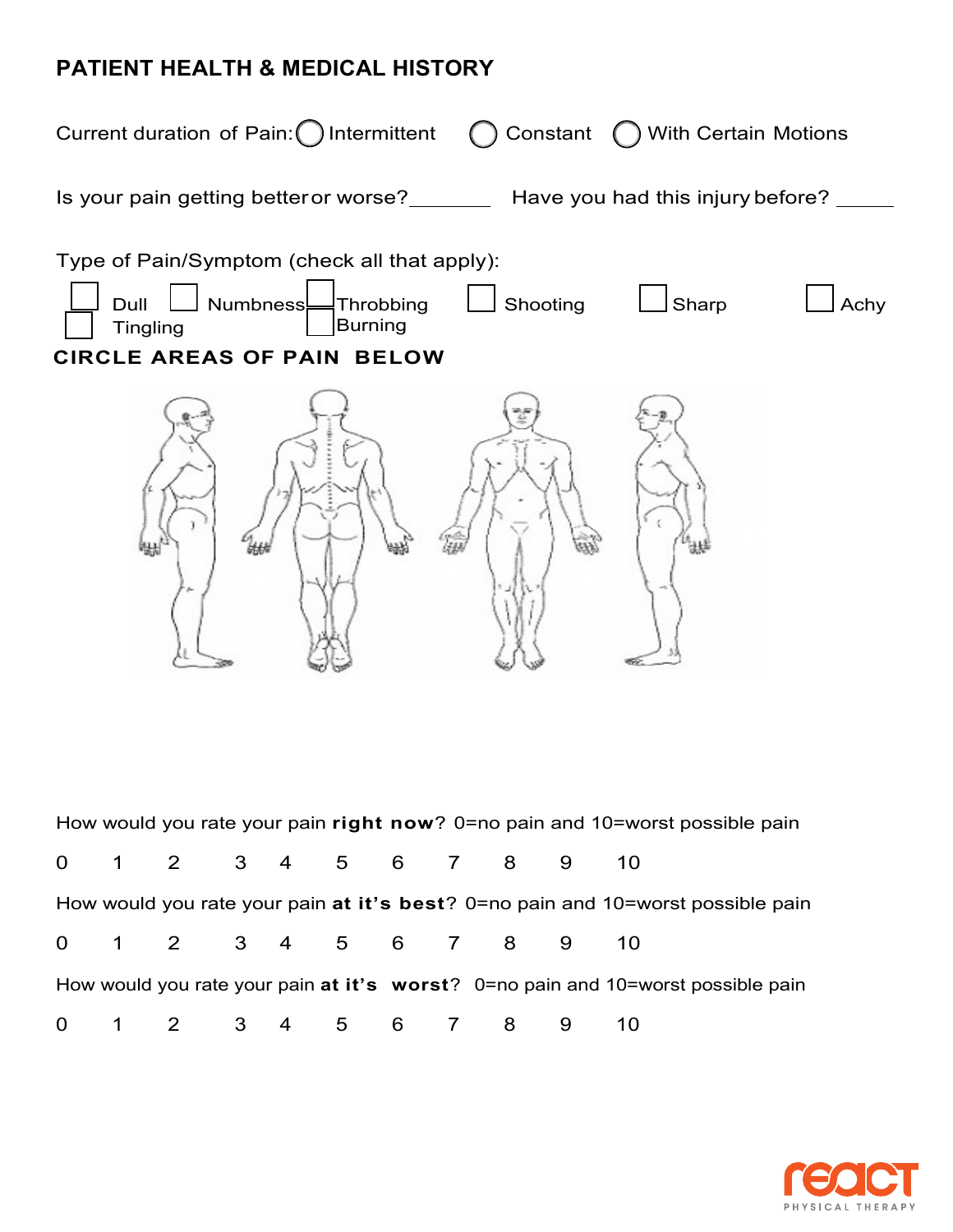# PATIENT HEALTH & MEDICAL HISTORY

Current duration of Pain: ◯ Intermittent ◯ Constant ◯ With Certain Motions

Is your pain getting better or worse?________ Have you had this injury before? ______

Type of Pain/Symptom (check all that apply):

☐ Dull ☐ Numbness ☐ Throbbing ☐ Shooting ☐ Sharp ☐ Achy
☐ Tingling ☐ Burning

**CIRCLE AREAS OF PAIN BELOW**

How would you rate your pain **right now**? 0=no pain and 10=worst possible pain

0 1 2 3 4 5 6 7 8 9 10

How would you rate your pain **at it's best**? 0=no pain and 10=worst possible pain

0 1 2 3 4 5 6 7 8 9 10

How would you rate your pain **at it's worst**? 0=no pain and 10=worst possible pain

0 1 2 3 4 5 6 7 8 9 10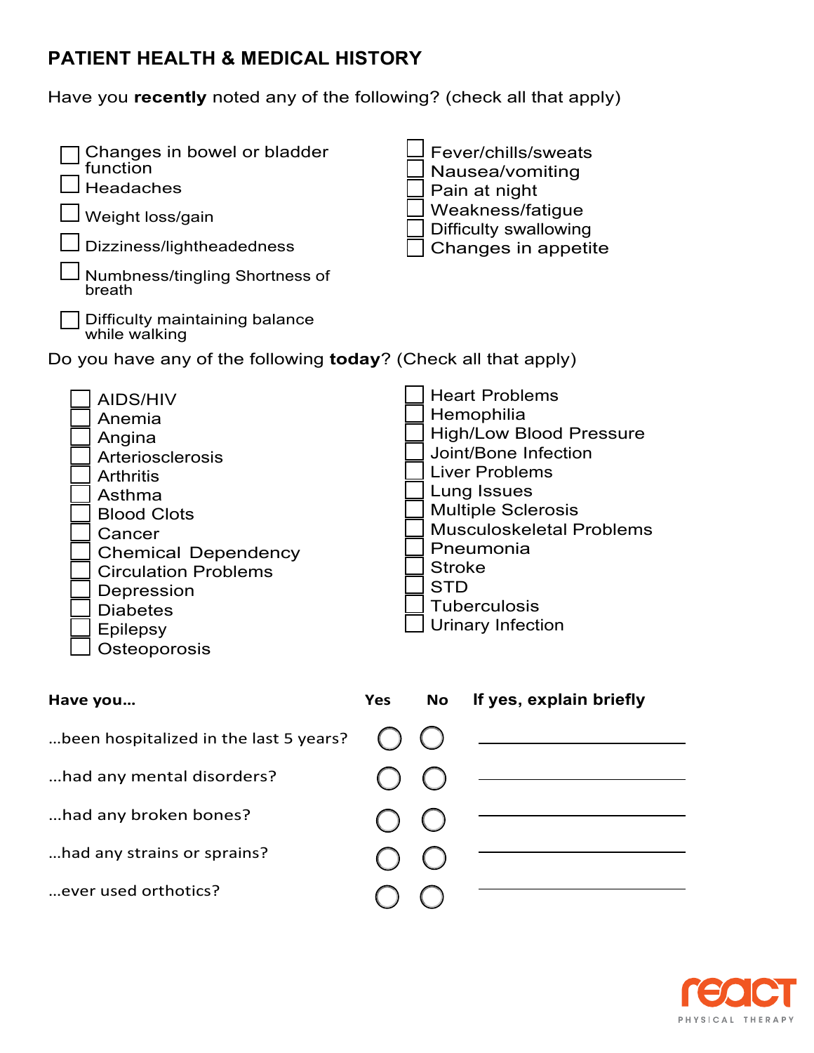# PATIENT HEALTH & MEDICAL HISTORY

Have you **recently** noted any of the following? (check all that apply)

- [ ] Changes in bowel or bladder function
- [ ] Headaches
- [ ] Weight loss/gain
- [ ] Dizziness/lightheadedness
- [ ] Numbness/tingling Shortness of breath
- [ ] Difficulty maintaining balance while walking
- [ ] Fever/chills/sweats
- [ ] Nausea/vomiting
- [ ] Pain at night
- [ ] Weakness/fatigue
- [ ] Difficulty swallowing
- [ ] Changes in appetite

Do you have any of the following **today**? (Check all that apply)

- [ ] AIDS/HIV
- [ ] Anemia
- [ ] Angina
- [ ] Arteriosclerosis
- [ ] Arthritis
- [ ] Asthma
- [ ] Blood Clots
- [ ] Cancer
- [ ] Chemical Dependency
- [ ] Circulation Problems
- [ ] Depression
- [ ] Diabetes
- [ ] Epilepsy
- [ ] Osteoporosis
- [ ] Heart Problems
- [ ] Hemophilia
- [ ] High/Low Blood Pressure
- [ ] Joint/Bone Infection
- [ ] Liver Problems
- [ ] Lung Issues
- [ ] Multiple Sclerosis
- [ ] Musculoskeletal Problems
- [ ] Pneumonia
- [ ] Stroke
- [ ] STD
- [ ] Tuberculosis
- [ ] Urinary Infection

| Have you… | Yes | No | If yes, explain briefly |
|---|---|---|---|
| …been hospitalized in the last 5 years? | ○ | ○ | ______________ |
| …had any mental disorders? | ○ | ○ | ______________ |
| …had any broken bones? | ○ | ○ | ______________ |
| …had any strains or sprains? | ○ | ○ | ______________ |
| …ever used orthotics? | ○ | ○ | ______________ |

react PHYSICAL THERAPY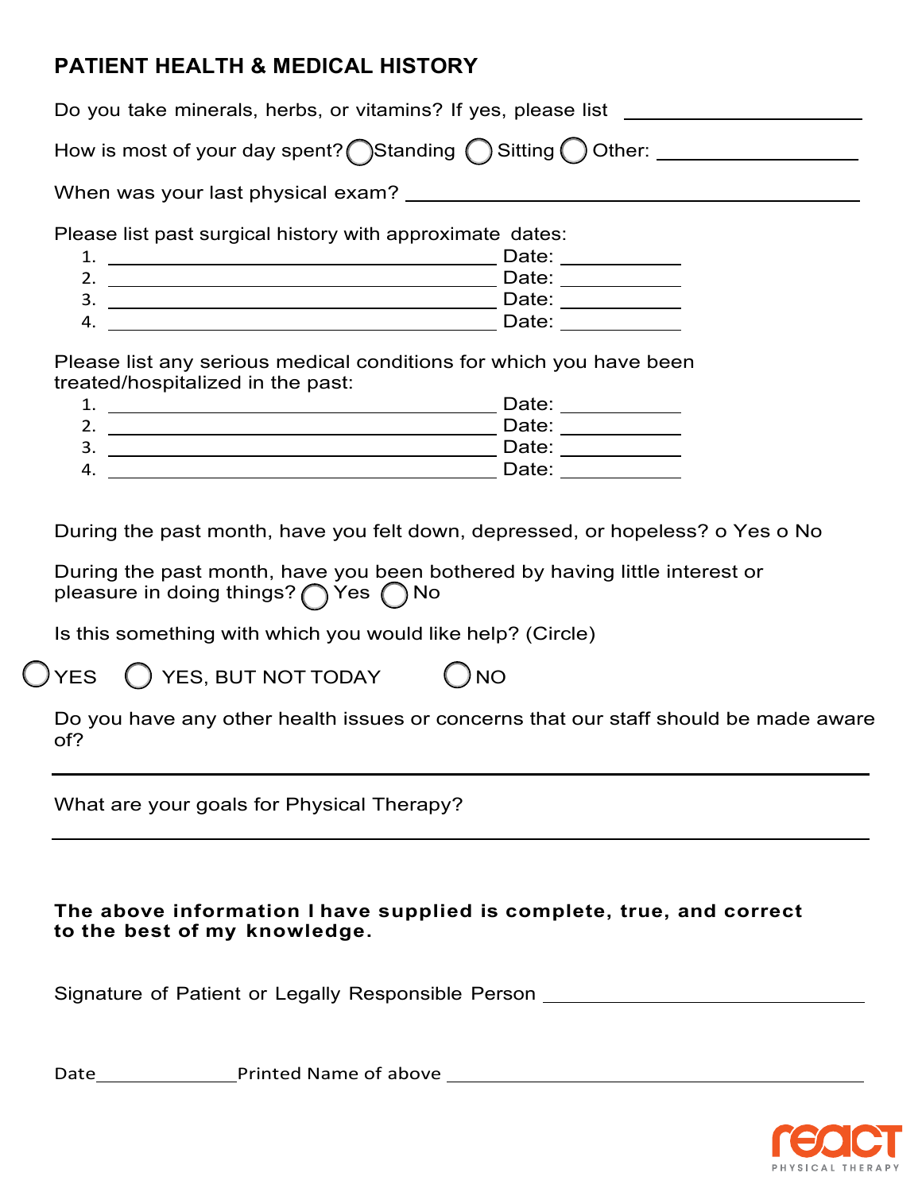## PATIENT HEALTH & MEDICAL HISTORY

Do you take minerals, herbs, or vitamins? If yes, please list ____________________

How is most of your day spent? ◯ Standing ◯ Sitting ◯ Other: ____________________

When was your last physical exam? ____________________________________________

Please list past surgical history with approximate dates:

1. ______________________________________ Date: ___________
2. ______________________________________ Date: ___________
3. ______________________________________ Date: ___________
4. ______________________________________ Date: ___________

Please list any serious medical conditions for which you have been treated/hospitalized in the past:

1. ______________________________________ Date: ___________
2. ______________________________________ Date: ___________
3. ______________________________________ Date: ___________
4. ______________________________________ Date: ___________

During the past month, have you felt down, depressed, or hopeless? o Yes o No

During the past month, have you been bothered by having little interest or pleasure in doing things? ◯ Yes ◯ No

Is this something with which you would like help? (Circle)

◯ YES ◯ YES, BUT NOT TODAY ◯ NO

Do you have any other health issues or concerns that our staff should be made aware of?

______________________________________________________________________

What are your goals for Physical Therapy?

______________________________________________________________________

**The above information I have supplied is complete, true, and correct to the best of my knowledge.**

Signature of Patient or Legally Responsible Person ______________________________

Date______________ Printed Name of above ______________________________

react PHYSICAL THERAPY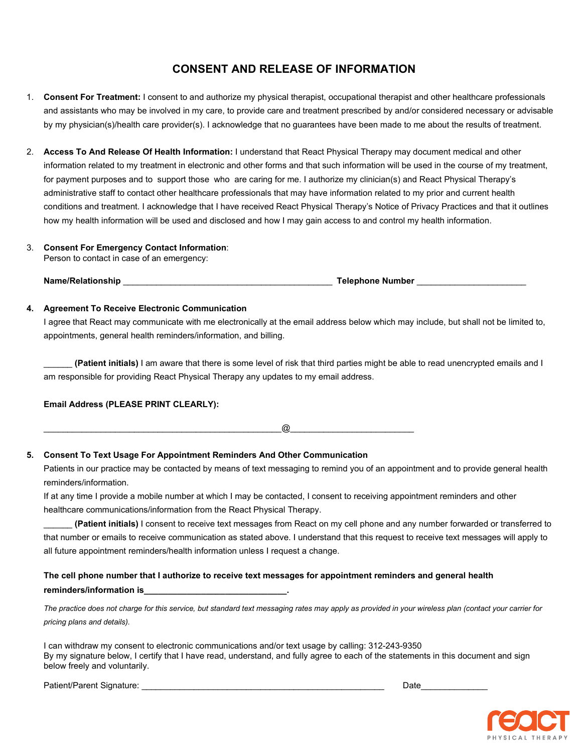# CONSENT AND RELEASE OF INFORMATION

1. **Consent For Treatment:** I consent to and authorize my physical therapist, occupational therapist and other healthcare professionals and assistants who may be involved in my care, to provide care and treatment prescribed by and/or considered necessary or advisable by my physician(s)/health care provider(s). I acknowledge that no guarantees have been made to me about the results of treatment.

2. **Access To And Release Of Health Information:** I understand that React Physical Therapy may document medical and other information related to my treatment in electronic and other forms and that such information will be used in the course of my treatment, for payment purposes and to support those who are caring for me. I authorize my clinician(s) and React Physical Therapy's administrative staff to contact other healthcare professionals that may have information related to my prior and current health conditions and treatment. I acknowledge that I have received React Physical Therapy's Notice of Privacy Practices and that it outlines how my health information will be used and disclosed and how I may gain access to and control my health information.

3. **Consent For Emergency Contact Information**:
   Person to contact in case of an emergency:

   **Name/Relationship** ____________________________________________ **Telephone Number** _______________________

4. **Agreement To Receive Electronic Communication**
   I agree that React may communicate with me electronically at the email address below which may include, but shall not be limited to, appointments, general health reminders/information, and billing.

   ______ **(Patient initials)** I am aware that there is some level of risk that third parties might be able to read unencrypted emails and I am responsible for providing React Physical Therapy any updates to my email address.

   **Email Address (PLEASE PRINT CLEARLY):**

   __________________________________________________@__________________________

5. **Consent To Text Usage For Appointment Reminders And Other Communication**
   Patients in our practice may be contacted by means of text messaging to remind you of an appointment and to provide general health reminders/information.
   If at any time I provide a mobile number at which I may be contacted, I consent to receiving appointment reminders and other healthcare communications/information from the React Physical Therapy.
   ______ **(Patient initials)** I consent to receive text messages from React on my cell phone and any number forwarded or transferred to that number or emails to receive communication as stated above. I understand that this request to receive text messages will apply to all future appointment reminders/health information unless I request a change.

   **The cell phone number that I authorize to receive text messages for appointment reminders and general health reminders/information is______________________________.**

   *The practice does not charge for this service, but standard text messaging rates may apply as provided in your wireless plan (contact your carrier for pricing plans and details).*

I can withdraw my consent to electronic communications and/or text usage by calling: 312-243-9350
By my signature below, I certify that I have read, understand, and fully agree to each of the statements in this document and sign below freely and voluntarily.

Patient/Parent Signature: ____________________________________________________ Date______________

react PHYSICAL THERAPY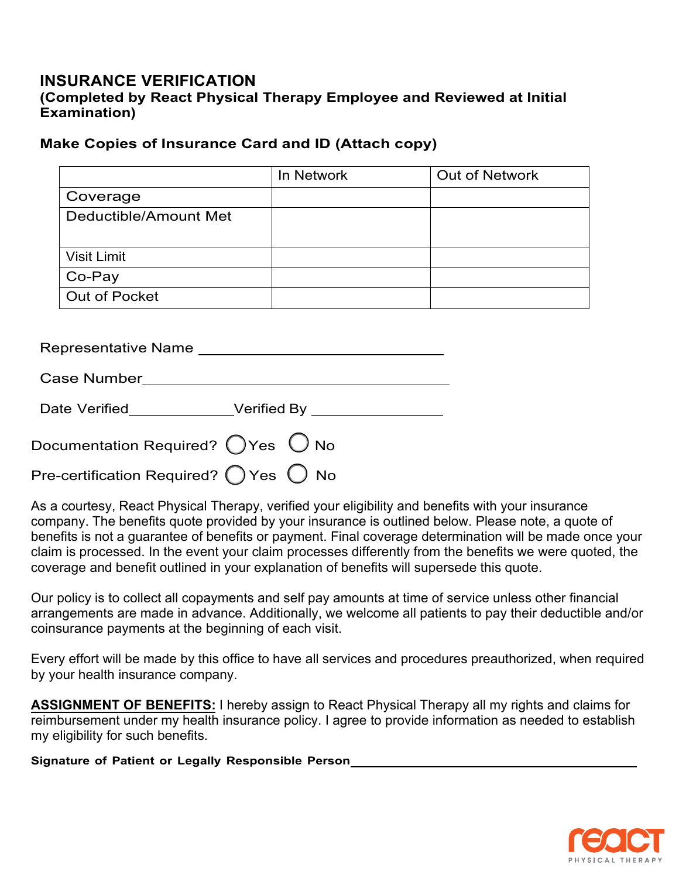## INSURANCE VERIFICATION

**(Completed by React Physical Therapy Employee and Reviewed at Initial Examination)**

**Make Copies of Insurance Card and ID (Attach copy)**

| | In Network | Out of Network |
|---|---|---|
| Coverage | | |
| Deductible/Amount Met | | |
| Visit Limit | | |
| Co-Pay | | |
| Out of Pocket | | |

Representative Name ______________________________

Case Number ______________________________

Date Verified ______________ Verified By ______________

Documentation Required? ◯ Yes ◯ No

Pre-certification Required? ◯ Yes ◯ No

As a courtesy, React Physical Therapy, verified your eligibility and benefits with your insurance company. The benefits quote provided by your insurance is outlined below. Please note, a quote of benefits is not a guarantee of benefits or payment. Final coverage determination will be made once your claim is processed. In the event your claim processes differently from the benefits we were quoted, the coverage and benefit outlined in your explanation of benefits will supersede this quote.

Our policy is to collect all copayments and self pay amounts at time of service unless other financial arrangements are made in advance. Additionally, we welcome all patients to pay their deductible and/or coinsurance payments at the beginning of each visit.

Every effort will be made by this office to have all services and procedures preauthorized, when required by your health insurance company.

**ASSIGNMENT OF BENEFITS:** I hereby assign to React Physical Therapy all my rights and claims for reimbursement under my health insurance policy. I agree to provide information as needed to establish my eligibility for such benefits.

**Signature of Patient or Legally Responsible Person** ______________________________

react
PHYSICAL THERAPY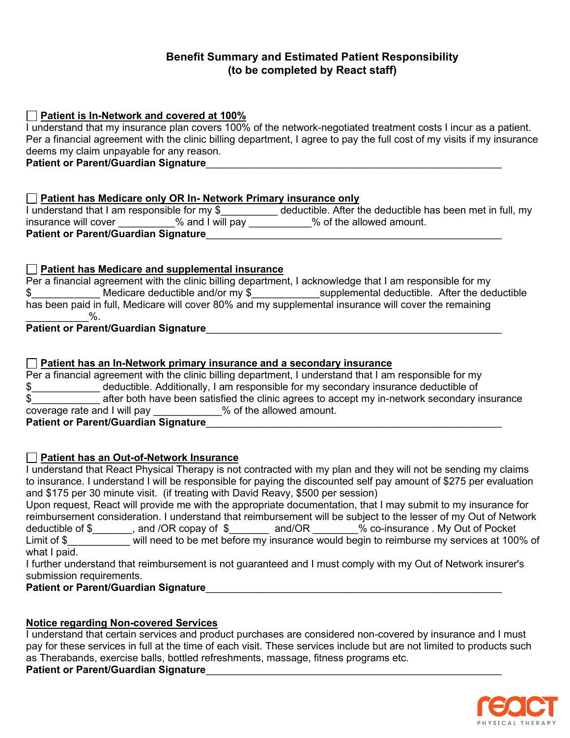## Benefit Summary and Estimated Patient Responsibility
## (to be completed by React staff)

☐ **Patient is In-Network and covered at 100%**

I understand that my insurance plan covers 100% of the network-negotiated treatment costs I incur as a patient. Per a financial agreement with the clinic billing department, I agree to pay the full cost of my visits if my insurance deems my claim unpayable for any reason.

**Patient or Parent/Guardian Signature**_______________________________________________

☐ **Patient has Medicare only OR In- Network Primary insurance only**

I understand that I am responsible for my $__________ deductible. After the deductible has been met in full, my insurance will cover __________% and I will pay ___________% of the allowed amount.

**Patient or Parent/Guardian Signature**_______________________________________________

☐ **Patient has Medicare and supplemental insurance**

Per a financial agreement with the clinic billing department, I acknowledge that I am responsible for my $____________ Medicare deductible and/or my $____________supplemental deductible. After the deductible has been paid in full, Medicare will cover 80% and my supplemental insurance will cover the remaining ___________%.

**Patient or Parent/Guardian Signature**_______________________________________________

☐ **Patient has an In-Network primary insurance and a secondary insurance**

Per a financial agreement with the clinic billing department, I understand that I am responsible for my $____________ deductible. Additionally, I am responsible for my secondary insurance deductible of $____________ after both have been satisfied the clinic agrees to accept my in-network secondary insurance coverage rate and I will pay ____________% of the allowed amount.

**Patient or Parent/Guardian Signature**_______________________________________________

☐ **Patient has an Out-of-Network Insurance**

I understand that React Physical Therapy is not contracted with my plan and they will not be sending my claims to insurance. I understand I will be responsible for paying the discounted self pay amount of $275 per evaluation and $175 per 30 minute visit. (if treating with David Reavy, $500 per session)

Upon request, React will provide me with the appropriate documentation, that I may submit to my insurance for reimbursement consideration. I understand that reimbursement will be subject to the lesser of my Out of Network deductible of $_______, and /OR copay of $_______ and/OR ________% co-insurance . My Out of Pocket Limit of $___________ will need to be met before my insurance would begin to reimburse my services at 100% of what I paid.

I further understand that reimbursement is not guaranteed and I must comply with my Out of Network insurer's submission requirements.

**Patient or Parent/Guardian Signature**_______________________________________________

**Notice regarding Non-covered Services**

I understand that certain services and product purchases are considered non-covered by insurance and I must pay for these services in full at the time of each visit. These services include but are not limited to products such as Therabands, exercise balls, bottled refreshments, massage, fitness programs etc.

**Patient or Parent/Guardian Signature**_______________________________________________

react PHYSICAL THERAPY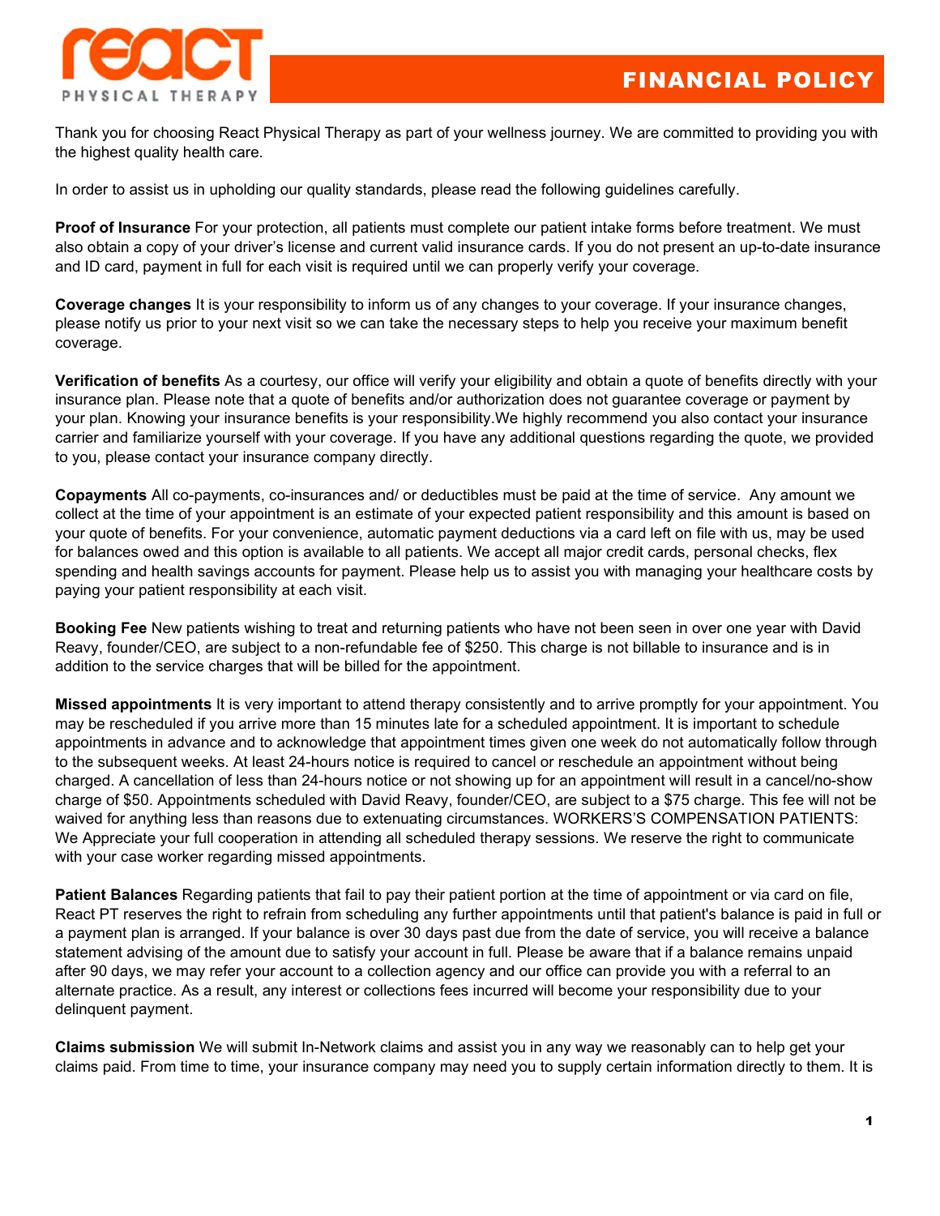# FINANCIAL POLICY

Thank you for choosing React Physical Therapy as part of your wellness journey. We are committed to providing you with the highest quality health care.

In order to assist us in upholding our quality standards, please read the following guidelines carefully.

**Proof of Insurance** For your protection, all patients must complete our patient intake forms before treatment. We must also obtain a copy of your driver's license and current valid insurance cards. If you do not present an up-to-date insurance and ID card, payment in full for each visit is required until we can properly verify your coverage.

**Coverage changes** It is your responsibility to inform us of any changes to your coverage. If your insurance changes, please notify us prior to your next visit so we can take the necessary steps to help you receive your maximum benefit coverage.

**Verification of benefits** As a courtesy, our office will verify your eligibility and obtain a quote of benefits directly with your insurance plan. Please note that a quote of benefits and/or authorization does not guarantee coverage or payment by your plan. Knowing your insurance benefits is your responsibility.We highly recommend you also contact your insurance carrier and familiarize yourself with your coverage. If you have any additional questions regarding the quote, we provided to you, please contact your insurance company directly.

**Copayments** All co-payments, co-insurances and/ or deductibles must be paid at the time of service. Any amount we collect at the time of your appointment is an estimate of your expected patient responsibility and this amount is based on your quote of benefits. For your convenience, automatic payment deductions via a card left on file with us, may be used for balances owed and this option is available to all patients. We accept all major credit cards, personal checks, flex spending and health savings accounts for payment. Please help us to assist you with managing your healthcare costs by paying your patient responsibility at each visit.

**Booking Fee** New patients wishing to treat and returning patients who have not been seen in over one year with David Reavy, founder/CEO, are subject to a non-refundable fee of $250. This charge is not billable to insurance and is in addition to the service charges that will be billed for the appointment.

**Missed appointments** It is very important to attend therapy consistently and to arrive promptly for your appointment. You may be rescheduled if you arrive more than 15 minutes late for a scheduled appointment. It is important to schedule appointments in advance and to acknowledge that appointment times given one week do not automatically follow through to the subsequent weeks. At least 24-hours notice is required to cancel or reschedule an appointment without being charged. A cancellation of less than 24-hours notice or not showing up for an appointment will result in a cancel/no-show charge of $50. Appointments scheduled with David Reavy, founder/CEO, are subject to a $75 charge. This fee will not be waived for anything less than reasons due to extenuating circumstances. WORKERS'S COMPENSATION PATIENTS: We Appreciate your full cooperation in attending all scheduled therapy sessions. We reserve the right to communicate with your case worker regarding missed appointments.

**Patient Balances** Regarding patients that fail to pay their patient portion at the time of appointment or via card on file, React PT reserves the right to refrain from scheduling any further appointments until that patient's balance is paid in full or a payment plan is arranged. If your balance is over 30 days past due from the date of service, you will receive a balance statement advising of the amount due to satisfy your account in full. Please be aware that if a balance remains unpaid after 90 days, we may refer your account to a collection agency and our office can provide you with a referral to an alternate practice. As a result, any interest or collections fees incurred will become your responsibility due to your delinquent payment.

**Claims submission** We will submit In-Network claims and assist you in any way we reasonably can to help get your claims paid. From time to time, your insurance company may need you to supply certain information directly to them. It is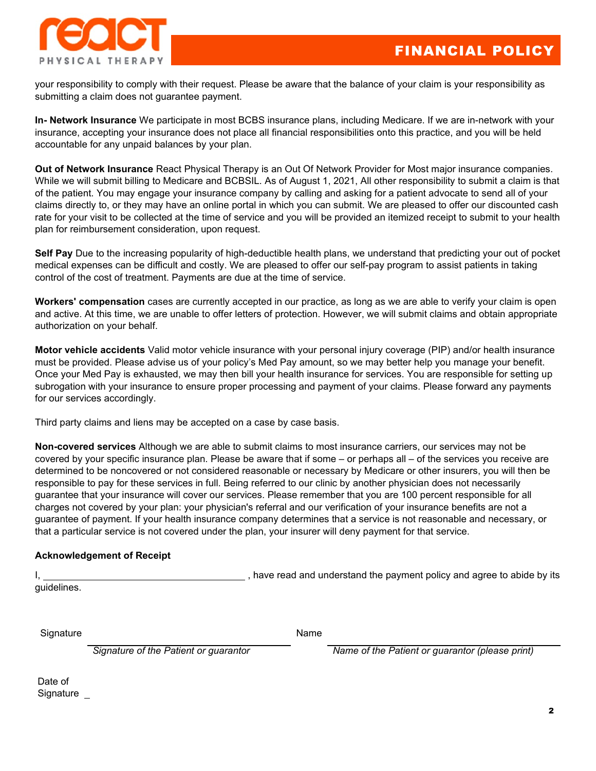your responsibility to comply with their request. Please be aware that the balance of your claim is your responsibility as submitting a claim does not guarantee payment.

**In- Network Insurance** We participate in most BCBS insurance plans, including Medicare. If we are in-network with your insurance, accepting your insurance does not place all financial responsibilities onto this practice, and you will be held accountable for any unpaid balances by your plan.

**Out of Network Insurance** React Physical Therapy is an Out Of Network Provider for Most major insurance companies. While we will submit billing to Medicare and BCBSIL. As of August 1, 2021, All other responsibility to submit a claim is that of the patient. You may engage your insurance company by calling and asking for a patient advocate to send all of your claims directly to, or they may have an online portal in which you can submit. We are pleased to offer our discounted cash rate for your visit to be collected at the time of service and you will be provided an itemized receipt to submit to your health plan for reimbursement consideration, upon request.

**Self Pay** Due to the increasing popularity of high-deductible health plans, we understand that predicting your out of pocket medical expenses can be difficult and costly. We are pleased to offer our self-pay program to assist patients in taking control of the cost of treatment. Payments are due at the time of service.

**Workers' compensation** cases are currently accepted in our practice, as long as we are able to verify your claim is open and active. At this time, we are unable to offer letters of protection. However, we will submit claims and obtain appropriate authorization on your behalf.

**Motor vehicle accidents** Valid motor vehicle insurance with your personal injury coverage (PIP) and/or health insurance must be provided. Please advise us of your policy's Med Pay amount, so we may better help you manage your benefit. Once your Med Pay is exhausted, we may then bill your health insurance for services. You are responsible for setting up subrogation with your insurance to ensure proper processing and payment of your claims. Please forward any payments for our services accordingly.

Third party claims and liens may be accepted on a case by case basis.

**Non-covered services** Although we are able to submit claims to most insurance carriers, our services may not be covered by your specific insurance plan. Please be aware that if some – or perhaps all – of the services you receive are determined to be noncovered or not considered reasonable or necessary by Medicare or other insurers, you will then be responsible to pay for these services in full. Being referred to our clinic by another physician does not necessarily guarantee that your insurance will cover our services. Please remember that you are 100 percent responsible for all charges not covered by your plan: your physician's referral and our verification of your insurance benefits are not a guarantee of payment. If your health insurance company determines that a service is not reasonable and necessary, or that a particular service is not covered under the plan, your insurer will deny payment for that service.

**Acknowledgement of Receipt**

I, ______________________________________ , have read and understand the payment policy and agree to abide by its guidelines.

Signature ______________________________________ Name ______________________________________

*Signature of the Patient or guarantor* *Name of the Patient or guarantor (please print)*

Date of Signature _